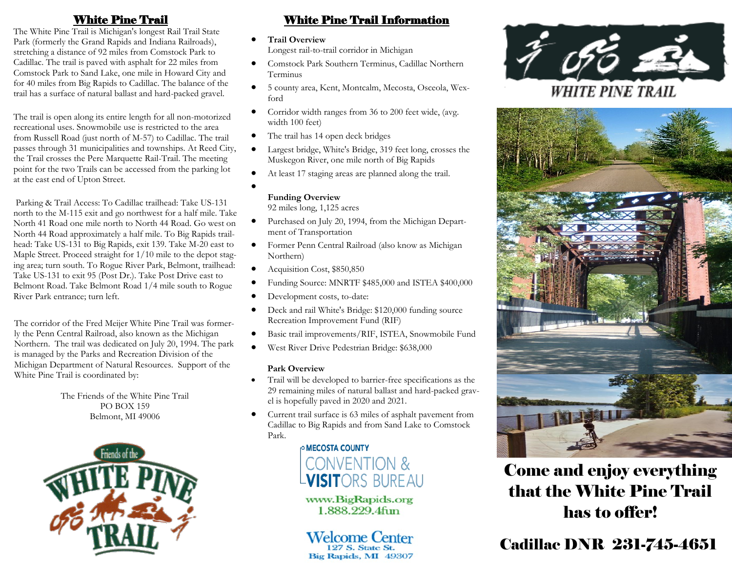# White Pine Trail

The White Pine Trail is Michigan's longest Rail Trail State Park (formerly the Grand Rapids and Indiana Railroads), stretching a distance of 92 miles from Comstock Park to Cadillac. The trail is paved with asphalt for 22 miles from Comstock Park to Sand Lake, one mile in Howard City and for 40 miles from Big Rapids to Cadillac. The balance of the trail has a surface of natural ballast and hard-packed gravel.

The trail is open along its entire length for all non-motorized recreational uses. Snowmobile use is restricted to the area from Russell Road (just north of M-57) to Cadillac. The trail passes through 31 municipalities and townships. At Reed City, the Trail crosses the Pere Marquette Rail-Trail. The meeting point for the two Trails can be accessed from the parking lot at the east end of Upton Street.

Parking & Trail Access: To Cadillac trailhead: Take US-131 north to the M-115 exit and go northwest for a half mile. Take North 41 Road one mile north to North 44 Road. Go west on North 44 Road approximately a half mile. To Big Rapids trailhead: Take US-131 to Big Rapids, exit 139. Take M-20 east to Maple Street. Proceed straight for 1/10 mile to the depot staging area; turn south. To Rogue River Park, Belmont, trailhead: Take US-131 to exit 95 (Post Dr.). Take Post Drive east to Belmont Road. Take Belmont Road 1/4 mile south to Rogue River Park entrance; turn left.

The corridor of the Fred Meijer White Pine Trail was formerly the Penn Central Railroad, also known as the Michigan Northern. The trail was dedicated on July 20, 1994. The park is managed by the Parks and Recreation Division of the Michigan Department of Natural Resources. Support of the White Pine Trail is coordinated by:

The Friends of the White Pine Trail
PO BOX 159
Belmont, MI 49006

# White Pine Trail Information

- **Trail Overview**
  Longest rail-to-trail corridor in Michigan
- Comstock Park Southern Terminus, Cadillac Northern Terminus
- 5 county area, Kent, Montcalm, Mecosta, Osceola, Wexford
- Corridor width ranges from 36 to 200 feet wide, (avg. width 100 feet)
- The trail has 14 open deck bridges
- Largest bridge, White's Bridge, 319 feet long, crosses the Muskegon River, one mile north of Big Rapids
- At least 17 staging areas are planned along the trail.

**Funding Overview**
92 miles long, 1,125 acres

- Purchased on July 20, 1994, from the Michigan Department of Transportation
- Former Penn Central Railroad (also know as Michigan Northern)
- Acquisition Cost, $850,850
- Funding Source: MNRTF $485,000 and ISTEA $400,000
- Development costs, to-date:
- Deck and rail White's Bridge: $120,000 funding source Recreation Improvement Fund (RIF)
- Basic trail improvements/RIF, ISTEA, Snowmobile Fund
- West River Drive Pedestrian Bridge: $638,000

**Park Overview**

- Trail will be developed to barrier-free specifications as the 29 remaining miles of natural ballast and hard-packed gravel is hopefully paved in 2020 and 2021.
- Current trail surface is 63 miles of asphalt pavement from Cadillac to Big Rapids and from Sand Lake to Comstock Park.

MECOSTA COUNTY CONVENTION & VISITORS BUREAU
www.BigRapids.org
1.888.229.4fun

Welcome Center
127 S. State St.
Big Rapids, MI 49307

WHITE PINE TRAIL

# Come and enjoy everything that the White Pine Trail has to offer!

# Cadillac DNR 231-745-4651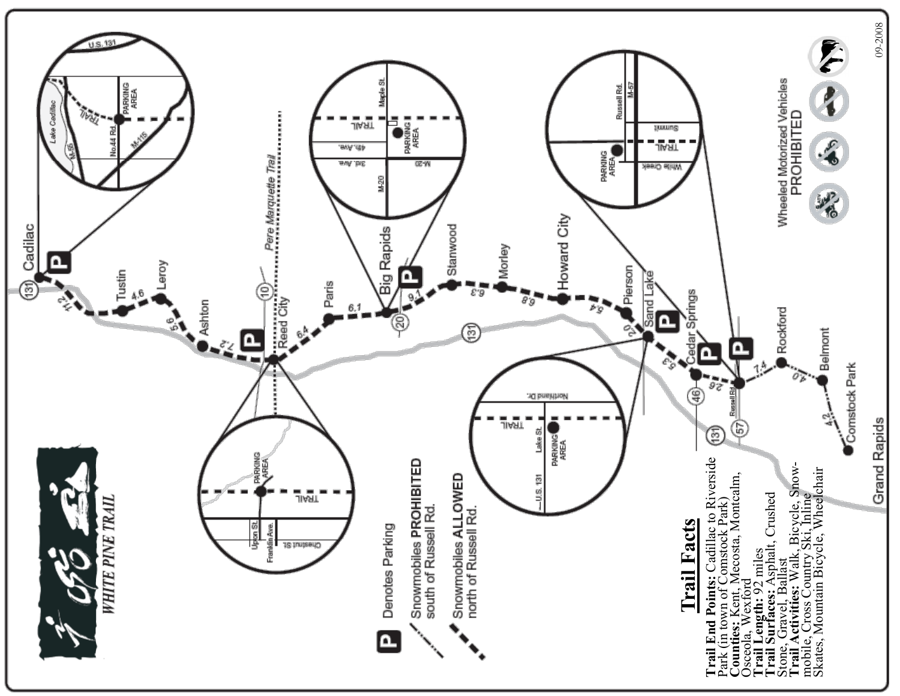WHITE PINE TRAIL

Cadillac

Tustin

Leroy

Ashton

Reed City

Paris

Big Rapids

Stanwood

Morley

Howard City

Pierson

Sand Lake

Cedar Springs

Rockford

Belmont

Comstock Park

Grand Rapids

Pere Marquette Trail

11.2

4.6

5.6

7.2

6.4

6.1

9.1

6.3

6.8

5.4

2.0

5.3

2.6

7.4

4.0

4.2

131

10

20

46

57

Russell Rd.

U.S. 131

Lake Cadillac

M-55

No.44 Rd.

M-115

TRAIL

PARKING AREA

Maple St.

4th. Ave.

3rd. Ave.

M-20

Russell Rd.

M-57

Summit

White Creek

Upton St.

Franklin Ave.

Chestnut St.

Northland Dr.

Lake St.

P Denotes Parking

Snowmobiles **PROHIBITED** south of Russell Rd.

Snowmobiles **ALLOWED** north of Russell Rd.

Wheeled Motorized Vehicles PROHIBITED

09-2008

## Trail Facts

**Trail End Points:** Cadillac to Riverside Park (in town of Comstock Park)
**Counties:** Kent, Mecosta, Montcalm, Osceola, Wexford
**Trail Length:** 92 miles
**Trail Surfaces:** Asphalt, Crushed Stone, Gravel, Ballast
**Trail Activities:** Walk, Bicycle, Snowmobile, Cross Country Ski, Inline Skates, Mountain Bicycle, Wheelchair